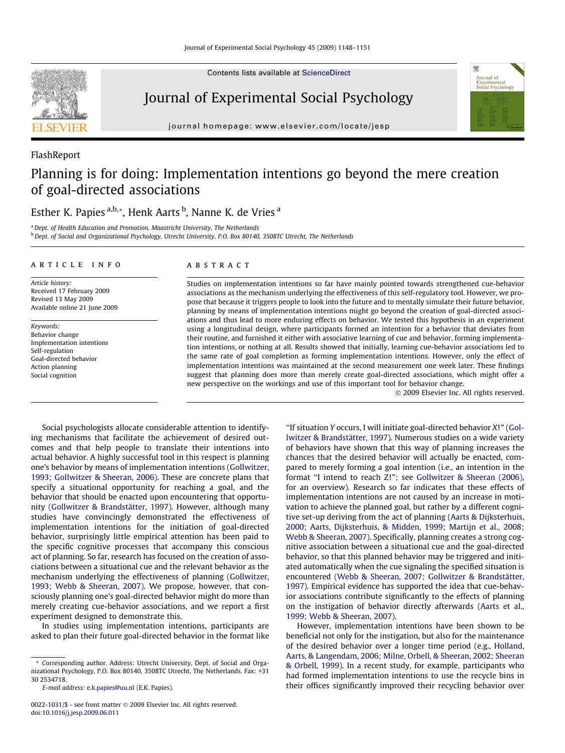FlashReport

# Planning is for doing: Implementation intentions go beyond the mere creation of goal-directed associations

Esther K. Papies [a,b,*], Henk Aarts [b], Nanne K. de Vries [a]

[a] Dept. of Health Education and Promotion, Maastricht University, The Netherlands

[b] Dept. of Social and Organizational Psychology, Utrecht University, P.O. Box 80140, 3508TC Utrecht, The Netherlands

**ARTICLE INFO**

*Article history:*
Received 17 February 2009
Revised 13 May 2009
Available online 21 June 2009

*Keywords:*
Behavior change
Implementation intentions
Self-regulation
Goal-directed behavior
Action planning
Social cognition

**ABSTRACT**

Studies on implementation intentions so far have mainly pointed towards strengthened cue-behavior associations as the mechanism underlying the effectiveness of this self-regulatory tool. However, we propose that because it triggers people to look into the future and to mentally simulate their future behavior, planning by means of implementation intentions might go beyond the creation of goal-directed associations and thus lead to more enduring effects on behavior. We tested this hypothesis in an experiment using a longitudinal design, where participants formed an intention for a behavior that deviates from their routine, and furnished it either with associative learning of cue and behavior, forming implementation intentions, or nothing at all. Results showed that initially, learning cue-behavior associations led to the same rate of goal completion as forming implementation intentions. However, only the effect of implementation intentions was maintained at the second measurement one week later. These findings suggest that planning does more than merely create goal-directed associations, which might offer a new perspective on the workings and use of this important tool for behavior change.

© 2009 Elsevier Inc. All rights reserved.

Social psychologists allocate considerable attention to identifying mechanisms that facilitate the achievement of desired outcomes and that help people to translate their intentions into actual behavior. A highly successful tool in this respect is planning one's behavior by means of implementation intentions (Gollwitzer, 1993; Gollwitzer & Sheeran, 2006). These are concrete plans that specify a situational opportunity for reaching a goal, and the behavior that should be enacted upon encountering that opportunity (Gollwitzer & Brandstätter, 1997). However, although many studies have convincingly demonstrated the effectiveness of implementation intentions for the initiation of goal-directed behavior, surprisingly little empirical attention has been paid to the specific cognitive processes that accompany this conscious act of planning. So far, research has focused on the creation of associations between a situational cue and the relevant behavior as the mechanism underlying the effectiveness of planning (Gollwitzer, 1993; Webb & Sheeran, 2007). We propose, however, that consciously planning one's goal-directed behavior might do more than merely creating cue-behavior associations, and we report a first experiment designed to demonstrate this.

In studies using implementation intentions, participants are asked to plan their future goal-directed behavior in the format like "If situation *Y* occurs, I will initiate goal-directed behavior *X*!" (Gollwitzer & Brandstätter, 1997). Numerous studies on a wide variety of behaviors have shown that this way of planning increases the chances that the desired behavior will actually be enacted, compared to merely forming a goal intention (i.e., an intention in the format "I intend to reach Z!"; see Gollwitzer & Sheeran (2006), for an overview). Research so far indicates that these effects of implementation intentions are not caused by an increase in motivation to achieve the planned goal, but rather by a different cognitive set-up deriving from the act of planning (Aarts & Dijksterhuis, 2000; Aarts, Dijksterhuis, & Midden, 1999; Martijn et al., 2008; Webb & Sheeran, 2007). Specifically, planning creates a strong cognitive association between a situational cue and the goal-directed behavior, so that this planned behavior may be triggered and initiated automatically when the cue signaling the specified situation is encountered (Webb & Sheeran, 2007; Gollwitzer & Brandstätter, 1997). Empirical evidence has supported the idea that cue-behavior associations contribute significantly to the effects of planning on the instigation of behavior directly afterwards (Aarts et al., 1999; Webb & Sheeran, 2007).

However, implementation intentions have been shown to be beneficial not only for the instigation, but also for the maintenance of the desired behavior over a longer time period (e.g., Holland, Aarts, & Langendam, 2006; Milne, Orbell, & Sheeran, 2002; Sheeran & Orbell, 1999). In a recent study, for example, participants who had formed implementation intentions to use the recycle bins in their offices significantly improved their recycling behavior over

* Corresponding author. Address: Utrecht University, Dept. of Social and Organizational Psychology, P.O. Box 80140, 3508TC Utrecht, The Netherlands. Fax: +31 30 2534718.

*E-mail address:* e.k.papies@uu.nl (E.K. Papies).

0022-1031/$ - see front matter © 2009 Elsevier Inc. All rights reserved.
doi:10.1016/j.jesp.2009.06.011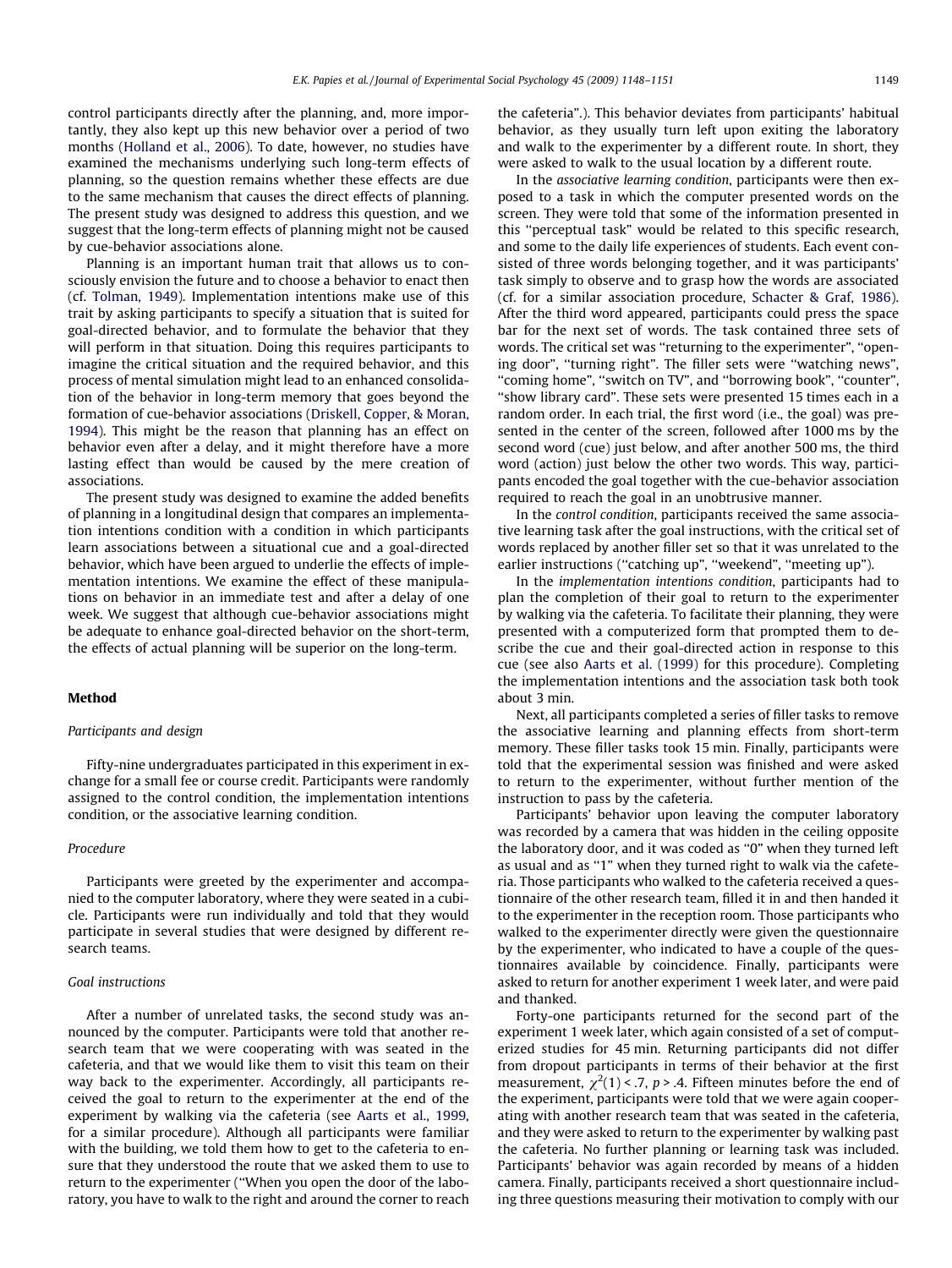control participants directly after the planning, and, more importantly, they also kept up this new behavior over a period of two months (Holland et al., 2006). To date, however, no studies have examined the mechanisms underlying such long-term effects of planning, so the question remains whether these effects are due to the same mechanism that causes the direct effects of planning. The present study was designed to address this question, and we suggest that the long-term effects of planning might not be caused by cue-behavior associations alone.

Planning is an important human trait that allows us to consciously envision the future and to choose a behavior to enact then (cf. Tolman, 1949). Implementation intentions make use of this trait by asking participants to specify a situation that is suited for goal-directed behavior, and to formulate the behavior that they will perform in that situation. Doing this requires participants to imagine the critical situation and the required behavior, and this process of mental simulation might lead to an enhanced consolidation of the behavior in long-term memory that goes beyond the formation of cue-behavior associations (Driskell, Copper, & Moran, 1994). This might be the reason that planning has an effect on behavior even after a delay, and it might therefore have a more lasting effect than would be caused by the mere creation of associations.

The present study was designed to examine the added benefits of planning in a longitudinal design that compares an implementation intentions condition with a condition in which participants learn associations between a situational cue and a goal-directed behavior, which have been argued to underlie the effects of implementation intentions. We examine the effect of these manipulations on behavior in an immediate test and after a delay of one week. We suggest that although cue-behavior associations might be adequate to enhance goal-directed behavior on the short-term, the effects of actual planning will be superior on the long-term.

## Method

### *Participants and design*

Fifty-nine undergraduates participated in this experiment in exchange for a small fee or course credit. Participants were randomly assigned to the control condition, the implementation intentions condition, or the associative learning condition.

### *Procedure*

Participants were greeted by the experimenter and accompanied to the computer laboratory, where they were seated in a cubicle. Participants were run individually and told that they would participate in several studies that were designed by different research teams.

### *Goal instructions*

After a number of unrelated tasks, the second study was announced by the computer. Participants were told that another research team that we were cooperating with was seated in the cafeteria, and that we would like them to visit this team on their way back to the experimenter. Accordingly, all participants received the goal to return to the experimenter at the end of the experiment by walking via the cafeteria (see Aarts et al., 1999, for a similar procedure). Although all participants were familiar with the building, we told them how to get to the cafeteria to ensure that they understood the route that we asked them to use to return to the experimenter ("When you open the door of the laboratory, you have to walk to the right and around the corner to reach the cafeteria".). This behavior deviates from participants' habitual behavior, as they usually turn left upon exiting the laboratory and walk to the experimenter by a different route. In short, they were asked to walk to the usual location by a different route.

In the *associative learning condition*, participants were then exposed to a task in which the computer presented words on the screen. They were told that some of the information presented in this "perceptual task" would be related to this specific research, and some to the daily life experiences of students. Each event consisted of three words belonging together, and it was participants' task simply to observe and to grasp how the words are associated (cf. for a similar association procedure, Schacter & Graf, 1986). After the third word appeared, participants could press the space bar for the next set of words. The task contained three sets of words. The critical set was "returning to the experimenter", "opening door", "turning right". The filler sets were "watching news", "coming home", "switch on TV", and "borrowing book", "counter", "show library card". These sets were presented 15 times each in a random order. In each trial, the first word (i.e., the goal) was presented in the center of the screen, followed after 1000 ms by the second word (cue) just below, and after another 500 ms, the third word (action) just below the other two words. This way, participants encoded the goal together with the cue-behavior association required to reach the goal in an unobtrusive manner.

In the *control condition*, participants received the same associative learning task after the goal instructions, with the critical set of words replaced by another filler set so that it was unrelated to the earlier instructions ("catching up", "weekend", "meeting up").

In the *implementation intentions condition*, participants had to plan the completion of their goal to return to the experimenter by walking via the cafeteria. To facilitate their planning, they were presented with a computerized form that prompted them to describe the cue and their goal-directed action in response to this cue (see also Aarts et al. (1999) for this procedure). Completing the implementation intentions and the association task both took about 3 min.

Next, all participants completed a series of filler tasks to remove the associative learning and planning effects from short-term memory. These filler tasks took 15 min. Finally, participants were told that the experimental session was finished and were asked to return to the experimenter, without further mention of the instruction to pass by the cafeteria.

Participants' behavior upon leaving the computer laboratory was recorded by a camera that was hidden in the ceiling opposite the laboratory door, and it was coded as "0" when they turned left as usual and as "1" when they turned right to walk via the cafeteria. Those participants who walked to the cafeteria received a questionnaire of the other research team, filled it in and then handed it to the experimenter in the reception room. Those participants who walked to the experimenter directly were given the questionnaire by the experimenter, who indicated to have a couple of the questionnaires available by coincidence. Finally, participants were asked to return for another experiment 1 week later, and were paid and thanked.

Forty-one participants returned for the second part of the experiment 1 week later, which again consisted of a set of computerized studies for 45 min. Returning participants did not differ from dropout participants in terms of their behavior at the first measurement, $\chi^2(1) < .7$, $p > .4$. Fifteen minutes before the end of the experiment, participants were told that we were again cooperating with another research team that was seated in the cafeteria, and they were asked to return to the experimenter by walking past the cafeteria. No further planning or learning task was included. Participants' behavior was again recorded by means of a hidden camera. Finally, participants received a short questionnaire including three questions measuring their motivation to comply with our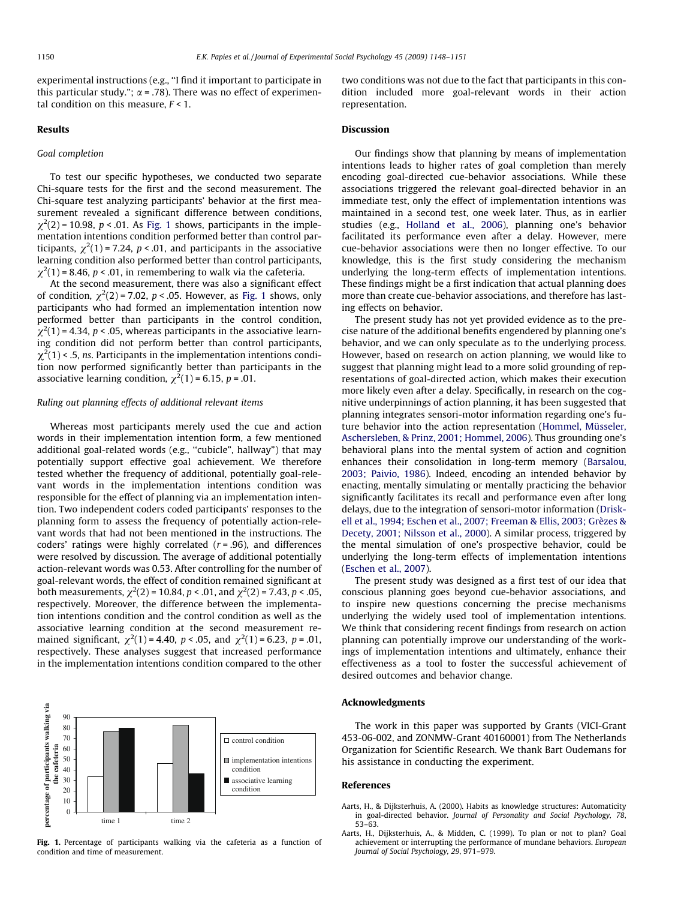experimental instructions (e.g., ''I find it important to participate in this particular study.''; $\alpha = .78$). There was no effect of experimental condition on this measure, $F < 1$.

## Results

### Goal completion

To test our specific hypotheses, we conducted two separate Chi-square tests for the first and the second measurement. The Chi-square test analyzing participants' behavior at the first measurement revealed a significant difference between conditions, $\chi^2(2) = 10.98$, $p < .01$. As Fig. 1 shows, participants in the implementation intentions condition performed better than control participants, $\chi^2(1) = 7.24$, $p < .01$, and participants in the associative learning condition also performed better than control participants, $\chi^2(1) = 8.46$, $p < .01$, in remembering to walk via the cafeteria.

At the second measurement, there was also a significant effect of condition, $\chi^2(2) = 7.02$, $p < .05$. However, as Fig. 1 shows, only participants who had formed an implementation intention now performed better than participants in the control condition, $\chi^2(1) = 4.34$, $p < .05$, whereas participants in the associative learning condition did not perform better than control participants, $\chi^2(1) < .5$, *ns*. Participants in the implementation intentions condition now performed significantly better than participants in the associative learning condition, $\chi^2(1) = 6.15$, $p = .01$.

### Ruling out planning effects of additional relevant items

Whereas most participants merely used the cue and action words in their implementation intention form, a few mentioned additional goal-related words (e.g., ''cubicle'', hallway'') that may potentially support effective goal achievement. We therefore tested whether the frequency of additional, potentially goal-relevant words in the implementation intentions condition was responsible for the effect of planning via an implementation intention. Two independent coders coded participants' responses to the planning form to assess the frequency of potentially action-relevant words that had not been mentioned in the instructions. The coders' ratings were highly correlated ($r = .96$), and differences were resolved by discussion. The average of additional potentially action-relevant words was 0.53. After controlling for the number of goal-relevant words, the effect of condition remained significant at both measurements, $\chi^2(2) = 10.84$, $p < .01$, and $\chi^2(2) = 7.43$, $p < .05$, respectively. Moreover, the difference between the implementation intentions condition and the control condition as well as the associative learning condition at the second measurement remained significant, $\chi^2(1) = 4.40$, $p < .05$, and $\chi^2(1) = 6.23$, $p = .01$, respectively. These analyses suggest that increased performance in the implementation intentions condition compared to the other two conditions was not due to the fact that participants in this condition included more goal-relevant words in their action representation.

**Fig. 1.** Percentage of participants walking via the cafeteria as a function of condition and time of measurement.

## Discussion

Our findings show that planning by means of implementation intentions leads to higher rates of goal completion than merely encoding goal-directed cue-behavior associations. While these associations triggered the relevant goal-directed behavior in an immediate test, only the effect of implementation intentions was maintained in a second test, one week later. Thus, as in earlier studies (e.g., Holland et al., 2006), planning one's behavior facilitated its performance even after a delay. However, mere cue-behavior associations were then no longer effective. To our knowledge, this is the first study considering the mechanism underlying the long-term effects of implementation intentions. These findings might be a first indication that actual planning does more than create cue-behavior associations, and therefore has lasting effects on behavior.

The present study has not yet provided evidence as to the precise nature of the additional benefits engendered by planning one's behavior, and we can only speculate as to the underlying process. However, based on research on action planning, we would like to suggest that planning might lead to a more solid grounding of representations of goal-directed action, which makes their execution more likely even after a delay. Specifically, in research on the cognitive underpinnings of action planning, it has been suggested that planning integrates sensori-motor information regarding one's future behavior into the action representation (Hommel, Müsseler, Aschersleben, & Prinz, 2001; Hommel, 2006). Thus grounding one's behavioral plans into the mental system of action and cognition enhances their consolidation in long-term memory (Barsalou, 2003; Paivio, 1986). Indeed, encoding an intended behavior by enacting, mentally simulating or mentally practicing the behavior significantly facilitates its recall and performance even after long delays, due to the integration of sensori-motor information (Driskell et al., 1994; Eschen et al., 2007; Freeman & Ellis, 2003; Grèzes & Decety, 2001; Nilsson et al., 2000). A similar process, triggered by the mental simulation of one's prospective behavior, could be underlying the long-term effects of implementation intentions (Eschen et al., 2007).

The present study was designed as a first test of our idea that conscious planning goes beyond cue-behavior associations, and to inspire new questions concerning the precise mechanisms underlying the widely used tool of implementation intentions. We think that considering recent findings from research on action planning can potentially improve our understanding of the workings of implementation intentions and ultimately, enhance their effectiveness as a tool to foster the successful achievement of desired outcomes and behavior change.

## Acknowledgments

The work in this paper was supported by Grants (VICI-Grant 453-06-002, and ZONMW-Grant 40160001) from The Netherlands Organization for Scientific Research. We thank Bart Oudemans for his assistance in conducting the experiment.

## References

Aarts, H., & Dijksterhuis, A. (2000). Habits as knowledge structures: Automaticity in goal-directed behavior. *Journal of Personality and Social Psychology, 78*, 53–63.

Aarts, H., Dijksterhuis, A., & Midden, C. (1999). To plan or not to plan? Goal achievement or interrupting the performance of mundane behaviors. *European Journal of Social Psychology, 29*, 971–979.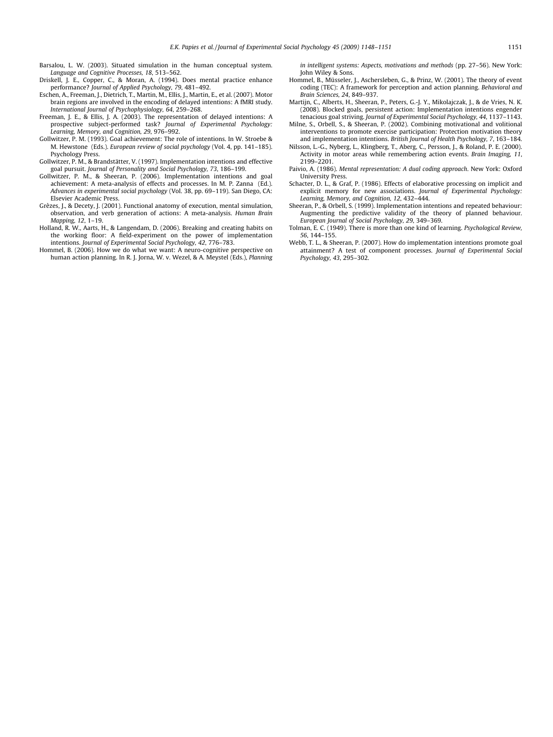Barsalou, L. W. (2003). Situated simulation in the human conceptual system. *Language and Cognitive Processes, 18*, 513–562.

Driskell, J. E., Copper, C., & Moran, A. (1994). Does mental practice enhance performance? *Journal of Applied Psychology, 79*, 481–492.

Eschen, A., Freeman, J., Dietrich, T., Martin, M., Ellis, J., Martin, E., et al. (2007). Motor brain regions are involved in the encoding of delayed intentions: A fMRI study. *International Journal of Psychophysiology, 64*, 259–268.

Freeman, J. E., & Ellis, J. A. (2003). The representation of delayed intentions: A prospective subject-performed task? *Journal of Experimental Psychology: Learning, Memory, and Cognition, 29*, 976–992.

Gollwitzer, P. M. (1993). Goal achievement: The role of intentions. In W. Stroebe & M. Hewstone (Eds.). *European review of social psychology* (Vol. 4, pp. 141–185). Psychology Press.

Gollwitzer, P. M., & Brandstätter, V. (1997). Implementation intentions and effective goal pursuit. *Journal of Personality and Social Psychology, 73*, 186–199.

Gollwitzer, P. M., & Sheeran, P. (2006). Implementation intentions and goal achievement: A meta-analysis of effects and processes. In M. P. Zanna (Ed.). *Advances in experimental social psychology* (Vol. 38, pp. 69–119). San Diego, CA: Elsevier Academic Press.

Grèzes, J., & Decety, J. (2001). Functional anatomy of execution, mental simulation, observation, and verb generation of actions: A meta-analysis. *Human Brain Mapping, 12*, 1–19.

Holland, R. W., Aarts, H., & Langendam, D. (2006). Breaking and creating habits on the working floor: A field-experiment on the power of implementation intentions. *Journal of Experimental Social Psychology, 42*, 776–783.

Hommel, B. (2006). How we do what we want: A neuro-cognitive perspective on human action planning. In R. J. Jorna, W. v. Wezel, & A. Meystel (Eds.), *Planning in intelligent systems: Aspects, motivations and methods* (pp. 27–56). New York: John Wiley & Sons.

Hommel, B., Müsseler, J., Aschersleben, G., & Prinz, W. (2001). The theory of event coding (TEC): A framework for perception and action planning. *Behavioral and Brain Sciences, 24*, 849–937.

Martijn, C., Alberts, H., Sheeran, P., Peters, G.-J. Y., Mikolajczak, J., & de Vries, N. K. (2008). Blocked goals, persistent action: Implementation intentions engender tenacious goal striving. *Journal of Experimental Social Psychology, 44*, 1137–1143.

Milne, S., Orbell, S., & Sheeran, P. (2002). Combining motivational and volitional interventions to promote exercise participation: Protection motivation theory and implementation intentions. *British Journal of Health Psychology, 7*, 163–184.

Nilsson, L.-G., Nyberg, L., Klingberg, T., Aberg, C., Persson, J., & Roland, P. E. (2000). Activity in motor areas while remembering action events. *Brain Imaging, 11*, 2199–2201.

Paivio, A. (1986). *Mental representation: A dual coding approach*. New York: Oxford University Press.

Schacter, D. L., & Graf, P. (1986). Effects of elaborative processing on implicit and explicit memory for new associations. *Journal of Experimental Psychology: Learning, Memory, and Cognition, 12*, 432–444.

Sheeran, P., & Orbell, S. (1999). Implementation intentions and repeated behaviour: Augmenting the predictive validity of the theory of planned behaviour. *European Journal of Social Psychology, 29*, 349–369.

Tolman, E. C. (1949). There is more than one kind of learning. *Psychological Review, 56*, 144–155.

Webb, T. L., & Sheeran, P. (2007). How do implementation intentions promote goal attainment? A test of component processes. *Journal of Experimental Social Psychology, 43*, 295–302.